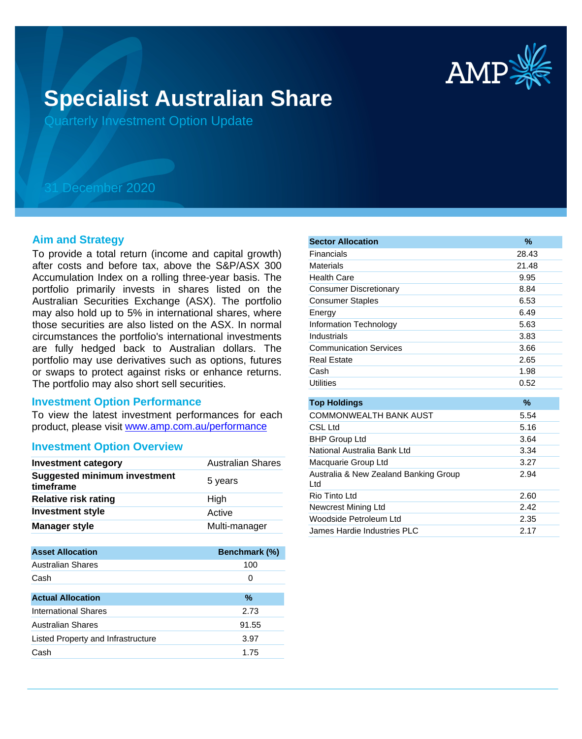# Specialist Australian Share

Quarterly Investment Option Update

31 December 2020

## Aim and Strategy

To provide a total return (income and capital growth) after costs and before tax, above the S&P/ASX 300 Accumulation Index on a rolling three-year basis. The portfolio primarily invests in shares listed on the Australian Securities Exchange (ASX). The portfolio may also hold up to 5% in international shares, where those securities are also listed on the ASX. In normal circumstances the portfolio's international investments are fully hedged back to Australian dollars. The portfolio may use derivatives such as options, futures or swaps to protect against risks or enhance returns. The portfolio may also short sell securities.

## Investment Option Performance

To view the latest investment performances for each product, please visit www.amp.com.au/performance

## Investment Option Overview

| | |
|---|---|
| **Investment category** | Australian Shares |
| **Suggested minimum investment timeframe** | 5 years |
| **Relative risk rating** | High |
| **Investment style** | Active |
| **Manager style** | Multi-manager |

| Asset Allocation | Benchmark (%) |
|---|---|
| Australian Shares | 100 |
| Cash | 0 |

| Actual Allocation | % |
|---|---|
| International Shares | 2.73 |
| Australian Shares | 91.55 |
| Listed Property and Infrastructure | 3.97 |
| Cash | 1.75 |

| Sector Allocation | % |
|---|---|
| Financials | 28.43 |
| Materials | 21.48 |
| Health Care | 9.95 |
| Consumer Discretionary | 8.84 |
| Consumer Staples | 6.53 |
| Energy | 6.49 |
| Information Technology | 5.63 |
| Industrials | 3.83 |
| Communication Services | 3.66 |
| Real Estate | 2.65 |
| Cash | 1.98 |
| Utilities | 0.52 |

| Top Holdings | % |
|---|---|
| COMMONWEALTH BANK AUST | 5.54 |
| CSL Ltd | 5.16 |
| BHP Group Ltd | 3.64 |
| National Australia Bank Ltd | 3.34 |
| Macquarie Group Ltd | 3.27 |
| Australia & New Zealand Banking Group Ltd | 2.94 |
| Rio Tinto Ltd | 2.60 |
| Newcrest Mining Ltd | 2.42 |
| Woodside Petroleum Ltd | 2.35 |
| James Hardie Industries PLC | 2.17 |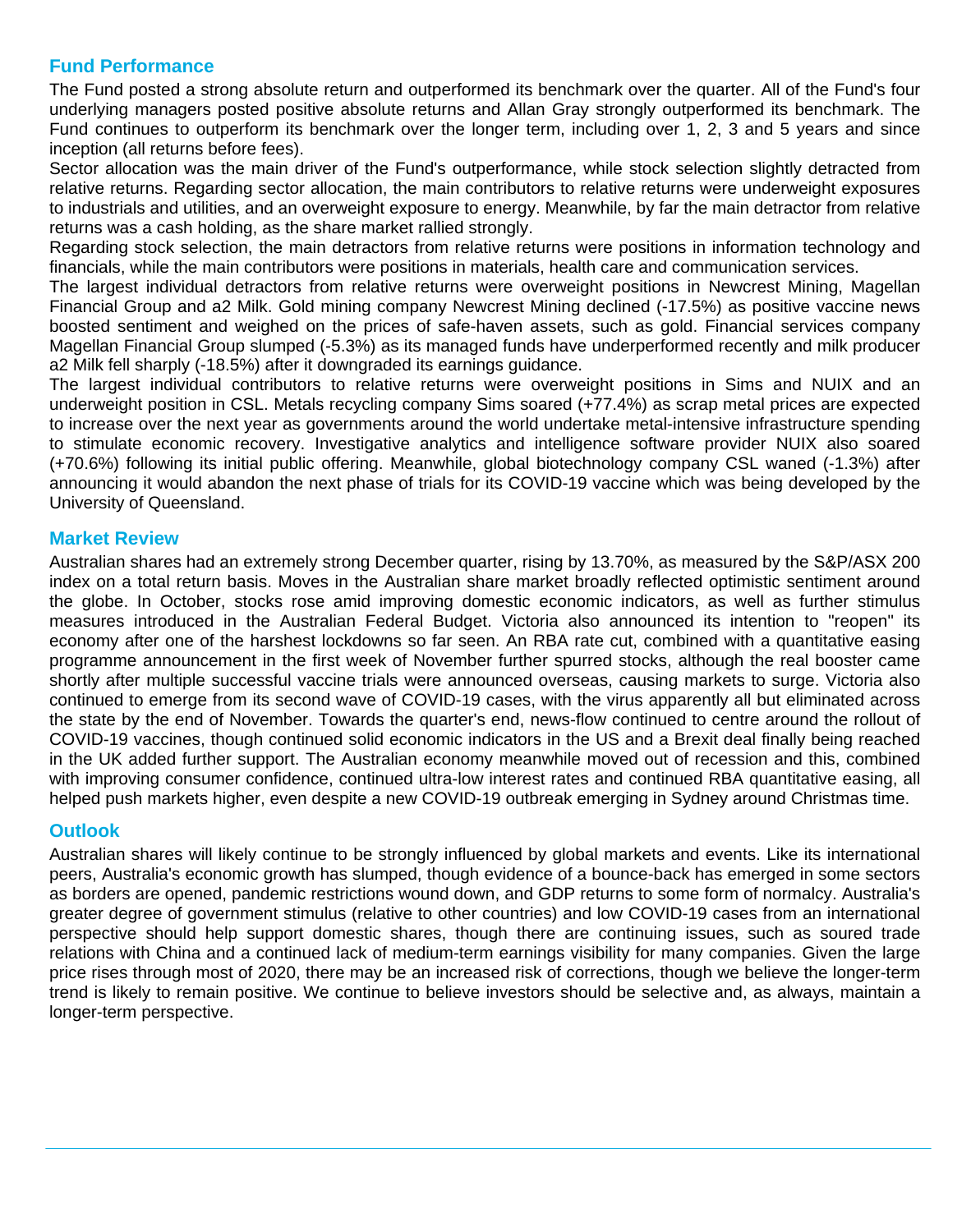## Fund Performance

The Fund posted a strong absolute return and outperformed its benchmark over the quarter. All of the Fund's four underlying managers posted positive absolute returns and Allan Gray strongly outperformed its benchmark. The Fund continues to outperform its benchmark over the longer term, including over 1, 2, 3 and 5 years and since inception (all returns before fees).

Sector allocation was the main driver of the Fund's outperformance, while stock selection slightly detracted from relative returns. Regarding sector allocation, the main contributors to relative returns were underweight exposures to industrials and utilities, and an overweight exposure to energy. Meanwhile, by far the main detractor from relative returns was a cash holding, as the share market rallied strongly.

Regarding stock selection, the main detractors from relative returns were positions in information technology and financials, while the main contributors were positions in materials, health care and communication services.

The largest individual detractors from relative returns were overweight positions in Newcrest Mining, Magellan Financial Group and a2 Milk. Gold mining company Newcrest Mining declined (-17.5%) as positive vaccine news boosted sentiment and weighed on the prices of safe-haven assets, such as gold. Financial services company Magellan Financial Group slumped (-5.3%) as its managed funds have underperformed recently and milk producer a2 Milk fell sharply (-18.5%) after it downgraded its earnings guidance.

The largest individual contributors to relative returns were overweight positions in Sims and NUIX and an underweight position in CSL. Metals recycling company Sims soared (+77.4%) as scrap metal prices are expected to increase over the next year as governments around the world undertake metal-intensive infrastructure spending to stimulate economic recovery. Investigative analytics and intelligence software provider NUIX also soared (+70.6%) following its initial public offering. Meanwhile, global biotechnology company CSL waned (-1.3%) after announcing it would abandon the next phase of trials for its COVID-19 vaccine which was being developed by the University of Queensland.

## Market Review

Australian shares had an extremely strong December quarter, rising by 13.70%, as measured by the S&P/ASX 200 index on a total return basis. Moves in the Australian share market broadly reflected optimistic sentiment around the globe. In October, stocks rose amid improving domestic economic indicators, as well as further stimulus measures introduced in the Australian Federal Budget. Victoria also announced its intention to "reopen" its economy after one of the harshest lockdowns so far seen. An RBA rate cut, combined with a quantitative easing programme announcement in the first week of November further spurred stocks, although the real booster came shortly after multiple successful vaccine trials were announced overseas, causing markets to surge. Victoria also continued to emerge from its second wave of COVID-19 cases, with the virus apparently all but eliminated across the state by the end of November. Towards the quarter's end, news-flow continued to centre around the rollout of COVID-19 vaccines, though continued solid economic indicators in the US and a Brexit deal finally being reached in the UK added further support. The Australian economy meanwhile moved out of recession and this, combined with improving consumer confidence, continued ultra-low interest rates and continued RBA quantitative easing, all helped push markets higher, even despite a new COVID-19 outbreak emerging in Sydney around Christmas time.

## Outlook

Australian shares will likely continue to be strongly influenced by global markets and events. Like its international peers, Australia's economic growth has slumped, though evidence of a bounce-back has emerged in some sectors as borders are opened, pandemic restrictions wound down, and GDP returns to some form of normalcy. Australia's greater degree of government stimulus (relative to other countries) and low COVID-19 cases from an international perspective should help support domestic shares, though there are continuing issues, such as soured trade relations with China and a continued lack of medium-term earnings visibility for many companies. Given the large price rises through most of 2020, there may be an increased risk of corrections, though we believe the longer-term trend is likely to remain positive. We continue to believe investors should be selective and, as always, maintain a longer-term perspective.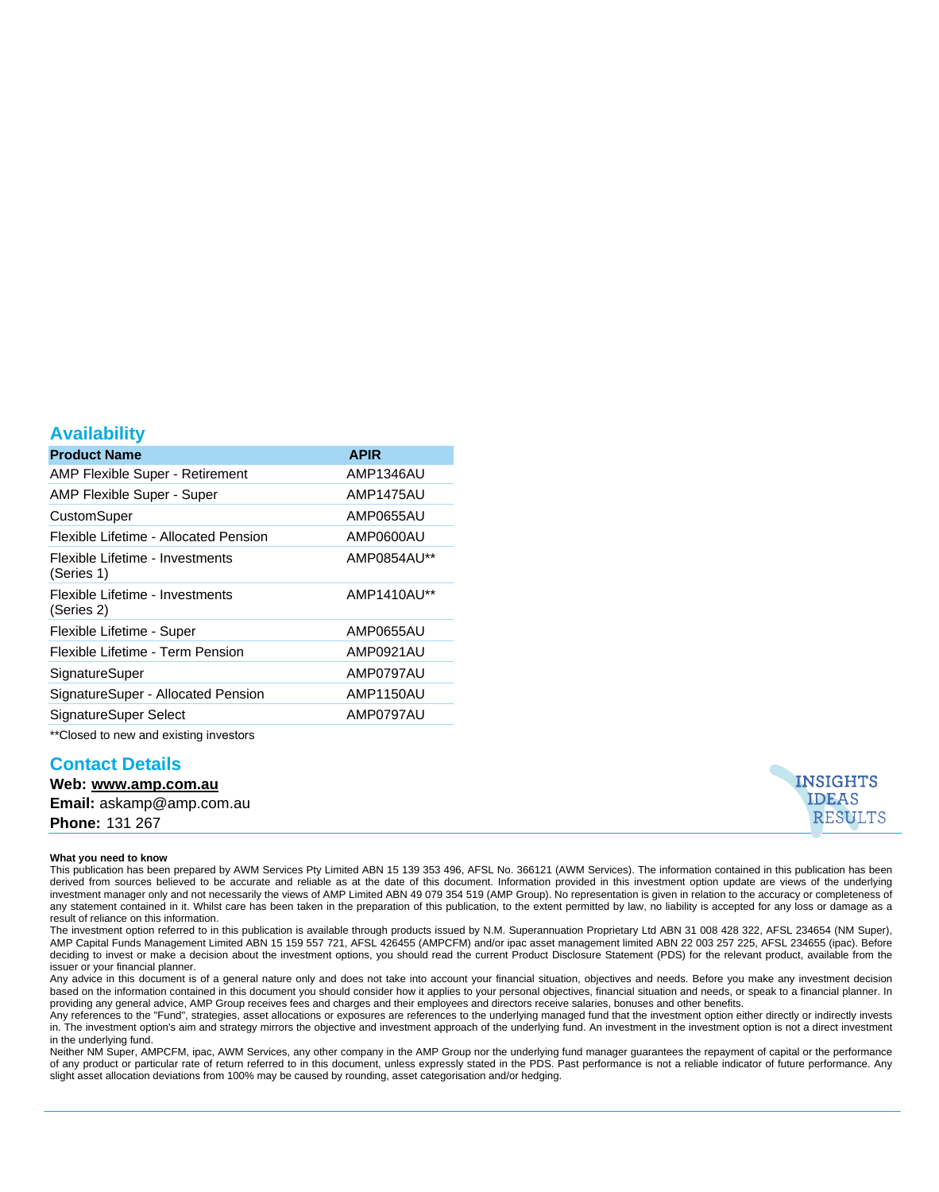## Availability

| Product Name | APIR |
|---|---|
| AMP Flexible Super - Retirement | AMP1346AU |
| AMP Flexible Super - Super | AMP1475AU |
| CustomSuper | AMP0655AU |
| Flexible Lifetime - Allocated Pension | AMP0600AU |
| Flexible Lifetime - Investments (Series 1) | AMP0854AU** |
| Flexible Lifetime - Investments (Series 2) | AMP1410AU** |
| Flexible Lifetime - Super | AMP0655AU |
| Flexible Lifetime - Term Pension | AMP0921AU |
| SignatureSuper | AMP0797AU |
| SignatureSuper - Allocated Pension | AMP1150AU |
| SignatureSuper Select | AMP0797AU |

**Closed to new and existing investors

## Contact Details

**Web:** **www.amp.com.au**
**Email:** askamp@amp.com.au
**Phone:** 131 267

INSIGHTS
IDEAS
RESULTS

**What you need to know**

This publication has been prepared by AWM Services Pty Limited ABN 15 139 353 496, AFSL No. 366121 (AWM Services). The information contained in this publication has been derived from sources believed to be accurate and reliable as at the date of this document. Information provided in this investment option update are views of the underlying investment manager only and not necessarily the views of AMP Limited ABN 49 079 354 519 (AMP Group). No representation is given in relation to the accuracy or completeness of any statement contained in it. Whilst care has been taken in the preparation of this publication, to the extent permitted by law, no liability is accepted for any loss or damage as a result of reliance on this information.

The investment option referred to in this publication is available through products issued by N.M. Superannuation Proprietary Ltd ABN 31 008 428 322, AFSL 234654 (NM Super), AMP Capital Funds Management Limited ABN 15 159 557 721, AFSL 426455 (AMPCFM) and/or ipac asset management limited ABN 22 003 257 225, AFSL 234655 (ipac). Before deciding to invest or make a decision about the investment options, you should read the current Product Disclosure Statement (PDS) for the relevant product, available from the issuer or your financial planner.

Any advice in this document is of a general nature only and does not take into account your financial situation, objectives and needs. Before you make any investment decision based on the information contained in this document you should consider how it applies to your personal objectives, financial situation and needs, or speak to a financial planner. In providing any general advice, AMP Group receives fees and charges and their employees and directors receive salaries, bonuses and other benefits.

Any references to the "Fund", strategies, asset allocations or exposures are references to the underlying managed fund that the investment option either directly or indirectly invests in. The investment option's aim and strategy mirrors the objective and investment approach of the underlying fund. An investment in the investment option is not a direct investment in the underlying fund.

Neither NM Super, AMPCFM, ipac, AWM Services, any other company in the AMP Group nor the underlying fund manager guarantees the repayment of capital or the performance of any product or particular rate of return referred to in this document, unless expressly stated in the PDS. Past performance is not a reliable indicator of future performance. Any slight asset allocation deviations from 100% may be caused by rounding, asset categorisation and/or hedging.